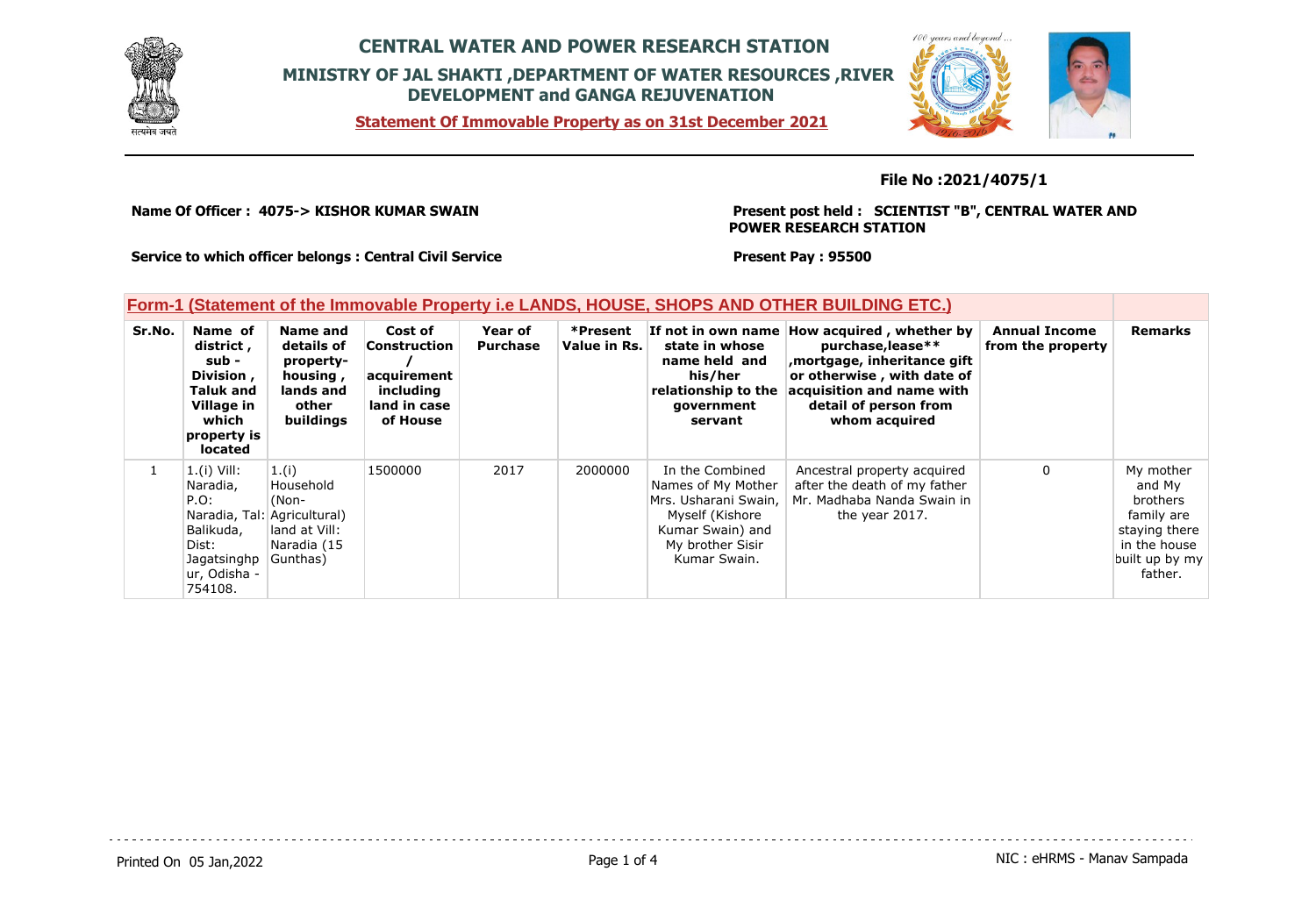# CENTRAL WATER AND POWER RESEARCH STATION

## MINISTRY OF JAL SHAKTI ,DEPARTMENT OF WATER RESOURCES ,RIVER DEVELOPMENT and GANGA REJUVENATION

**Statement Of Immovable Property as on 31st December 2021**

**File No :2021/4075/1**

**Name Of Officer : 4075-> KISHOR KUMAR SWAIN**

**Present post held : SCIENTIST "B", CENTRAL WATER AND POWER RESEARCH STATION**

**Service to which officer belongs : Central Civil Service**

**Present Pay : 95500**

### Form-1 (Statement of the Immovable Property i.e LANDS, HOUSE, SHOPS AND OTHER BUILDING ETC.)

| Sr.No. | Name of district , sub - Division , Taluk and Village in which property is located | Name and details of property- housing , lands and other buildings | Cost of Construction / acquirement including land in case of House | Year of Purchase | *Present Value in Rs. | If not in own name state in whose name held and his/her relationship to the government servant | How acquired , whether by purchase,lease** ,mortgage, inheritance gift or otherwise , with date of acquisition and name with detail of person from whom acquired | Annual Income from the property | Remarks |
|---|---|---|---|---|---|---|---|---|---|
| 1 | 1.(i) Vill: Naradia, P.O: Naradia, Tal: Balikuda, Dist: Jagatsinghpur, Odisha - 754108. | 1.(i) Household (Non-Agricultural) land at Vill: Naradia (15 Gunthas) | 1500000 | 2017 | 2000000 | In the Combined Names of My Mother Mrs. Usharani Swain, Myself (Kishore Kumar Swain) and My brother Sisir Kumar Swain. | Ancestral property acquired after the death of my father Mr. Madhaba Nanda Swain in the year 2017. | 0 | My mother and My brothers family are staying there in the house built up by my father. |

Printed On 05 Jan,2022

NIC : eHRMS - Manav Sampada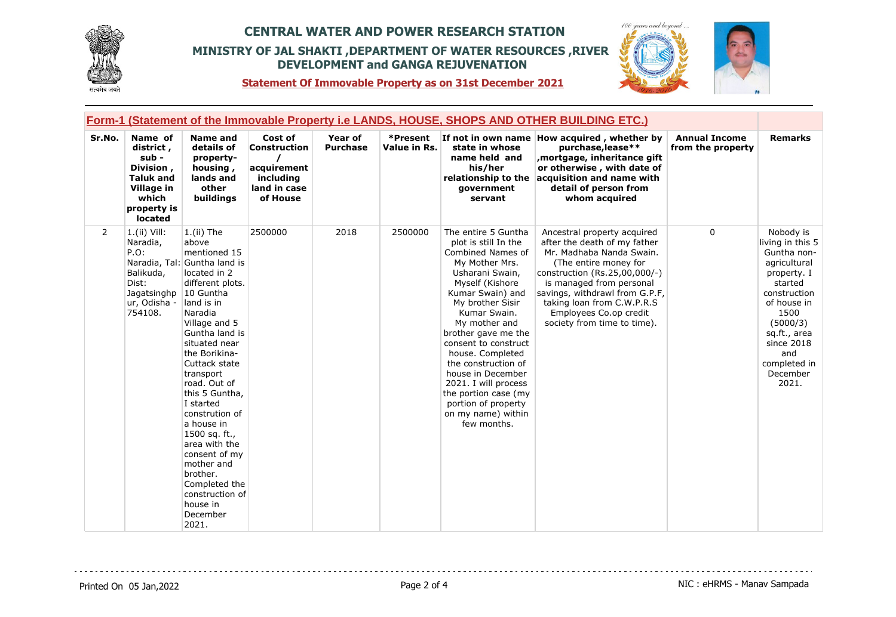# CENTRAL WATER AND POWER RESEARCH STATION

## MINISTRY OF JAL SHAKTI ,DEPARTMENT OF WATER RESOURCES ,RIVER DEVELOPMENT and GANGA REJUVENATION

**Statement Of Immovable Property as on 31st December 2021**

### Form-1 (Statement of the Immovable Property i.e LANDS, HOUSE, SHOPS AND OTHER BUILDING ETC.)

| Sr.No. | Name of district , sub - Division , Taluk and Village in which property is located | Name and details of property- housing , lands and other buildings | Cost of Construction / acquirement including land in case of House | Year of Purchase | *Present Value in Rs. | If not in own name state in whose name held and his/her relationship to the government servant | How acquired , whether by purchase,lease** ,mortgage, inheritance gift or otherwise , with date of acquisition and name with detail of person from whom acquired | Annual Income from the property | Remarks |
|---|---|---|---|---|---|---|---|---|---|
| 2 | 1.(ii) Vill: Naradia, P.O: Naradia, Tal: Balikuda, Dist: Jagatsinghpur, Odisha - 754108. | 1.(ii) The above mentioned 15 Guntha land is located in 2 different plots. 10 Guntha land is in Naradia Village and 5 Guntha land is situated near the Borikina-Cuttack state transport road. Out of this 5 Guntha, I started constrution of a house in 1500 sq. ft., area with the consent of my mother and brother. Completed the construction of house in December 2021. | 2500000 | 2018 | 2500000 | The entire 5 Guntha plot is still In the Combined Names of My Mother Mrs. Usharani Swain, Myself (Kishore Kumar Swain) and My brother Sisir Kumar Swain. My mother and brother gave me the consent to construct house. Completed the construction of house in December 2021. I will process the portion case (my portion of property on my name) within few months. | Ancestral property acquired after the death of my father Mr. Madhaba Nanda Swain. (The entire money for construction (Rs.25,00,000/-) is managed from personal savings, withdrawl from G.P.F, taking loan from C.W.P.R.S Employees Co.op credit society from time to time). | 0 | Nobody is living in this 5 Guntha non-agricultural property. I started construction of house in 1500 (5000/3) sq.ft., area since 2018 and completed in December 2021. |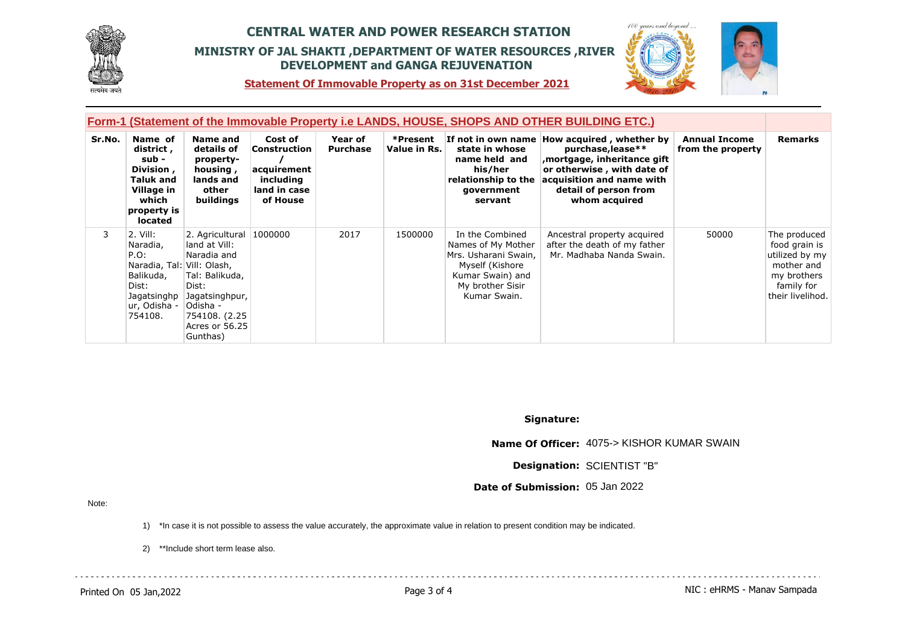# CENTRAL WATER AND POWER RESEARCH STATION

## MINISTRY OF JAL SHAKTI ,DEPARTMENT OF WATER RESOURCES ,RIVER DEVELOPMENT and GANGA REJUVENATION

**Statement Of Immovable Property as on 31st December 2021**

### Form-1 (Statement of the Immovable Property i.e LANDS, HOUSE, SHOPS AND OTHER BUILDING ETC.)

| Sr.No. | Name of district , sub - Division , Taluk and Village in which property is located | Name and details of property- housing , lands and other buildings | Cost of Construction / acquirement including land in case of House | Year of Purchase | *Present Value in Rs. | If not in own name state in whose name held and his/her relationship to the government servant | How acquired , whether by purchase,lease** ,mortgage, inheritance gift or otherwise , with date of acquisition and name with detail of person from whom acquired | Annual Income from the property | Remarks |
|---|---|---|---|---|---|---|---|---|---|
| 3 | 2. Vill: Naradia, P.O: Naradia, Tal: Balikuda, Dist: Jagatsinghpur, Odisha - 754108. | 2. Agricultural land at Vill: Naradia and Vill: Olash, Tal: Balikuda, Dist: Jagatsinghpur, Odisha - 754108. (2.25 Acres or 56.25 Gunthas) | 1000000 | 2017 | 1500000 | In the Combined Names of My Mother Mrs. Usharani Swain, Myself (Kishore Kumar Swain) and My brother Sisir Kumar Swain. | Ancestral property acquired after the death of my father Mr. Madhaba Nanda Swain. | 50000 | The produced food grain is utilized by my mother and my brothers family for their livelihod. |

**Signature:**

**Name Of Officer:** 4075-> KISHOR KUMAR SWAIN

**Designation:** SCIENTIST "B"

**Date of Submission:** 05 Jan 2022

Note:

1) *In case it is not possible to assess the value accurately, the approximate value in relation to present condition may be indicated.

2) **Include short term lease also.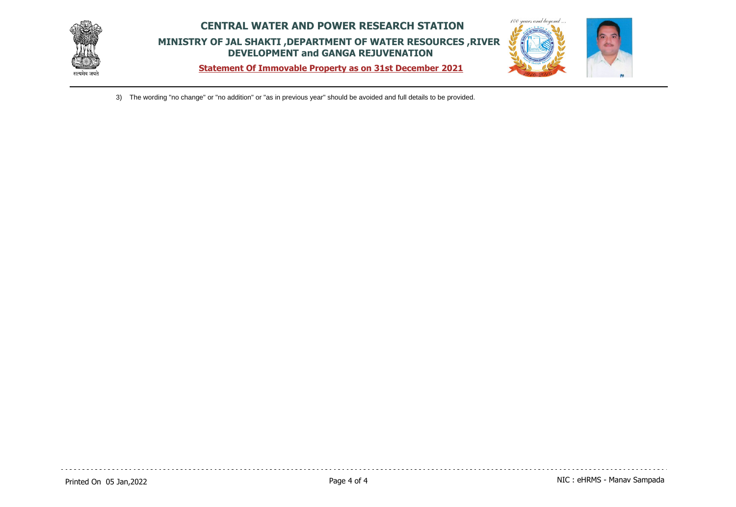3) The wording "no change" or "no addition" or "as in previous year" should be avoided and full details to be provided.